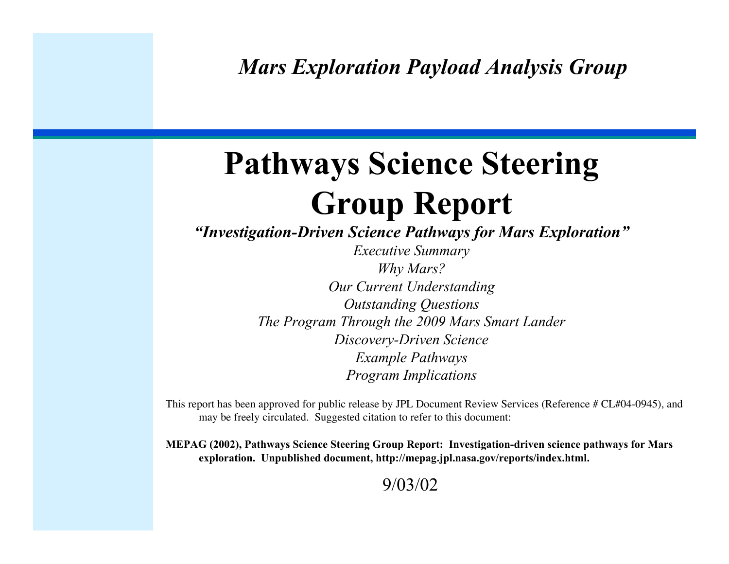*Mars Exploration Payload Analysis Group*

# Pathways Science Steering Group Report

***"Investigation-Driven Science Pathways for Mars Exploration"***

*Executive Summary*

*Why Mars?*

*Our Current Understanding*

*Outstanding Questions*

*The Program Through the 2009 Mars Smart Lander*

*Discovery-Driven Science*

*Example Pathways*

*Program Implications*

This report has been approved for public release by JPL Document Review Services (Reference # CL#04-0945), and may be freely circulated. Suggested citation to refer to this document:

**MEPAG (2002), Pathways Science Steering Group Report: Investigation-driven science pathways for Mars exploration. Unpublished document, http://mepag.jpl.nasa.gov/reports/index.html.**

9/03/02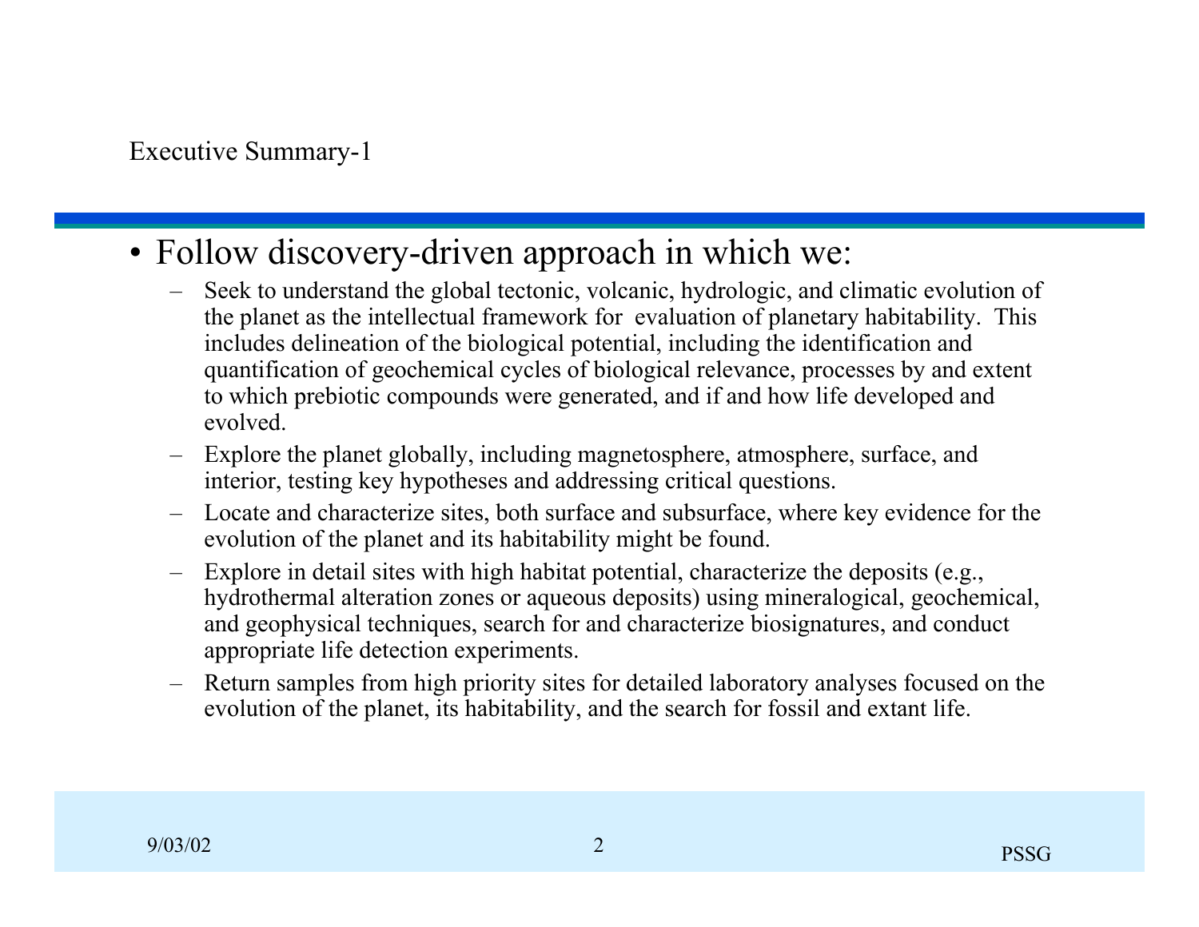## Executive Summary-1

- Follow discovery-driven approach in which we:
  - Seek to understand the global tectonic, volcanic, hydrologic, and climatic evolution of the planet as the intellectual framework for evaluation of planetary habitability. This includes delineation of the biological potential, including the identification and quantification of geochemical cycles of biological relevance, processes by and extent to which prebiotic compounds were generated, and if and how life developed and evolved.
  - Explore the planet globally, including magnetosphere, atmosphere, surface, and interior, testing key hypotheses and addressing critical questions.
  - Locate and characterize sites, both surface and subsurface, where key evidence for the evolution of the planet and its habitability might be found.
  - Explore in detail sites with high habitat potential, characterize the deposits (e.g., hydrothermal alteration zones or aqueous deposits) using mineralogical, geochemical, and geophysical techniques, search for and characterize biosignatures, and conduct appropriate life detection experiments.
  - Return samples from high priority sites for detailed laboratory analyses focused on the evolution of the planet, its habitability, and the search for fossil and extant life.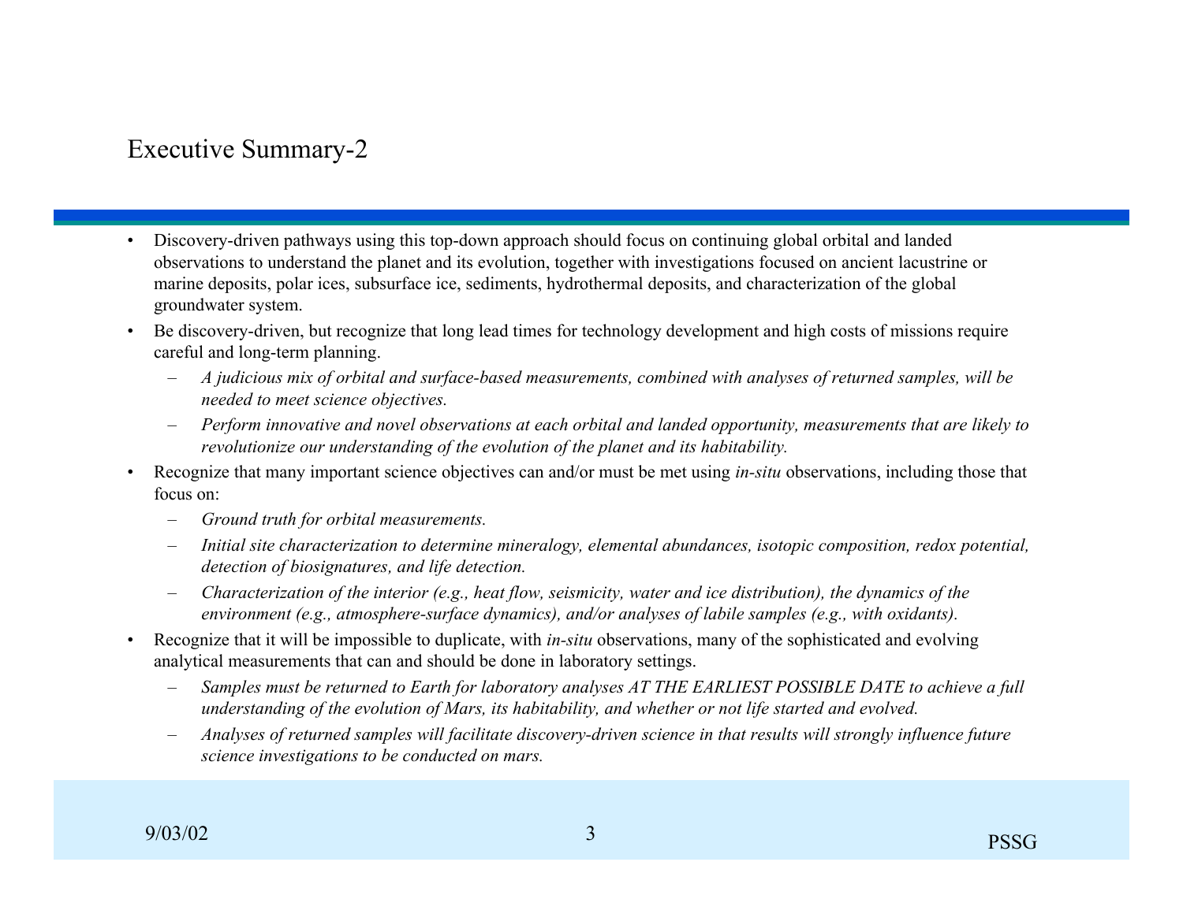# Executive Summary-2

- Discovery-driven pathways using this top-down approach should focus on continuing global orbital and landed observations to understand the planet and its evolution, together with investigations focused on ancient lacustrine or marine deposits, polar ices, subsurface ice, sediments, hydrothermal deposits, and characterization of the global groundwater system.
- Be discovery-driven, but recognize that long lead times for technology development and high costs of missions require careful and long-term planning.
  - *A judicious mix of orbital and surface-based measurements, combined with analyses of returned samples, will be needed to meet science objectives.*
  - *Perform innovative and novel observations at each orbital and landed opportunity, measurements that are likely to revolutionize our understanding of the evolution of the planet and its habitability.*
- Recognize that many important science objectives can and/or must be met using *in-situ* observations, including those that focus on:
  - *Ground truth for orbital measurements.*
  - *Initial site characterization to determine mineralogy, elemental abundances, isotopic composition, redox potential, detection of biosignatures, and life detection.*
  - *Characterization of the interior (e.g., heat flow, seismicity, water and ice distribution), the dynamics of the environment (e.g., atmosphere-surface dynamics), and/or analyses of labile samples (e.g., with oxidants).*
- Recognize that it will be impossible to duplicate, with *in-situ* observations, many of the sophisticated and evolving analytical measurements that can and should be done in laboratory settings.
  - *Samples must be returned to Earth for laboratory analyses AT THE EARLIEST POSSIBLE DATE to achieve a full understanding of the evolution of Mars, its habitability, and whether or not life started and evolved.*
  - *Analyses of returned samples will facilitate discovery-driven science in that results will strongly influence future science investigations to be conducted on mars.*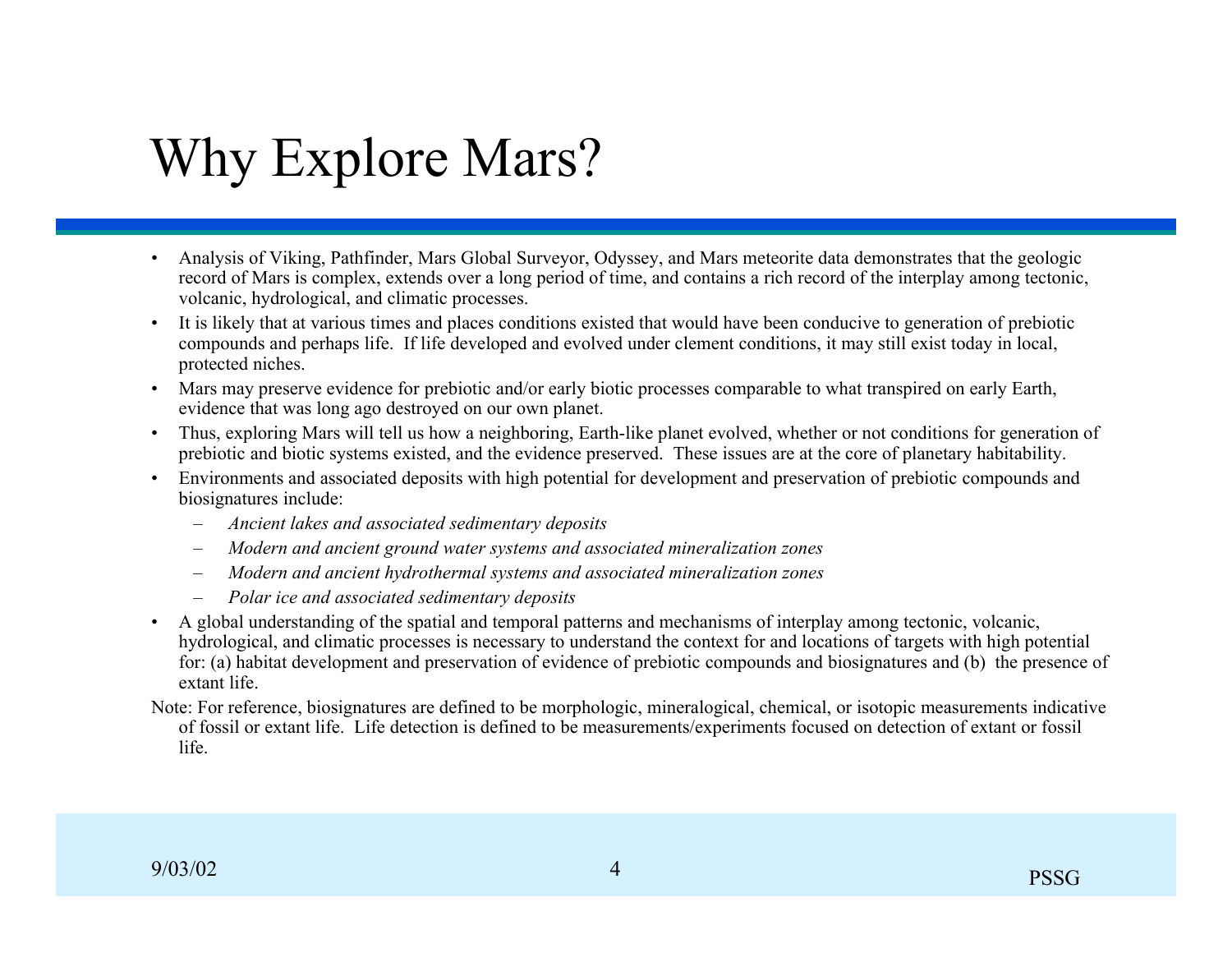# Why Explore Mars?

- Analysis of Viking, Pathfinder, Mars Global Surveyor, Odyssey, and Mars meteorite data demonstrates that the geologic record of Mars is complex, extends over a long period of time, and contains a rich record of the interplay among tectonic, volcanic, hydrological, and climatic processes.
- It is likely that at various times and places conditions existed that would have been conducive to generation of prebiotic compounds and perhaps life. If life developed and evolved under clement conditions, it may still exist today in local, protected niches.
- Mars may preserve evidence for prebiotic and/or early biotic processes comparable to what transpired on early Earth, evidence that was long ago destroyed on our own planet.
- Thus, exploring Mars will tell us how a neighboring, Earth-like planet evolved, whether or not conditions for generation of prebiotic and biotic systems existed, and the evidence preserved. These issues are at the core of planetary habitability.
- Environments and associated deposits with high potential for development and preservation of prebiotic compounds and biosignatures include:
  - *Ancient lakes and associated sedimentary deposits*
  - *Modern and ancient ground water systems and associated mineralization zones*
  - *Modern and ancient hydrothermal systems and associated mineralization zones*
  - *Polar ice and associated sedimentary deposits*
- A global understanding of the spatial and temporal patterns and mechanisms of interplay among tectonic, volcanic, hydrological, and climatic processes is necessary to understand the context for and locations of targets with high potential for: (a) habitat development and preservation of evidence of prebiotic compounds and biosignatures and (b) the presence of extant life.

Note: For reference, biosignatures are defined to be morphologic, mineralogical, chemical, or isotopic measurements indicative of fossil or extant life. Life detection is defined to be measurements/experiments focused on detection of extant or fossil life.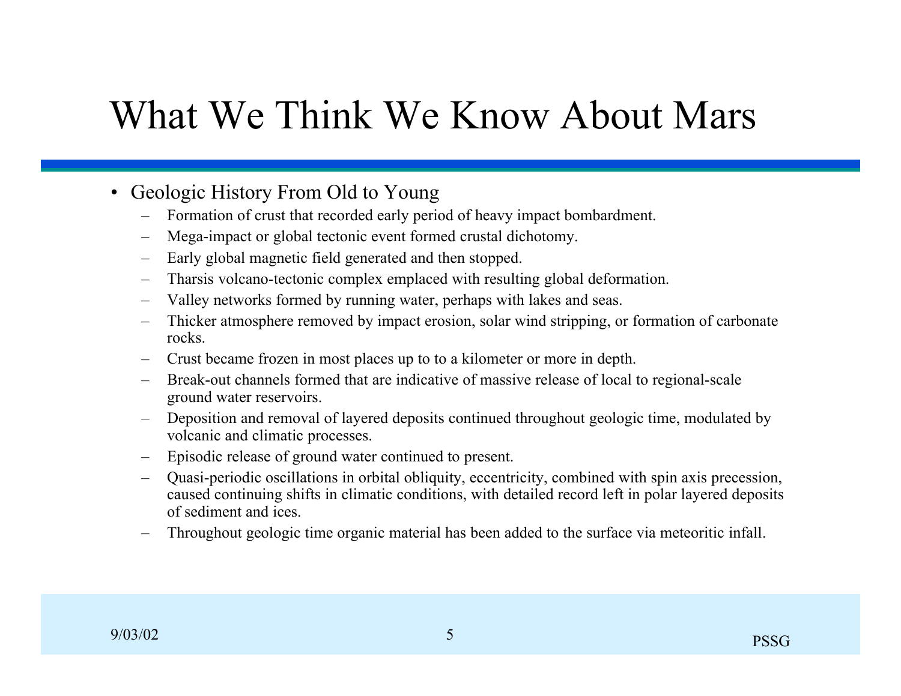# What We Think We Know About Mars

- Geologic History From Old to Young
  - Formation of crust that recorded early period of heavy impact bombardment.
  - Mega-impact or global tectonic event formed crustal dichotomy.
  - Early global magnetic field generated and then stopped.
  - Tharsis volcano-tectonic complex emplaced with resulting global deformation.
  - Valley networks formed by running water, perhaps with lakes and seas.
  - Thicker atmosphere removed by impact erosion, solar wind stripping, or formation of carbonate rocks.
  - Crust became frozen in most places up to to a kilometer or more in depth.
  - Break-out channels formed that are indicative of massive release of local to regional-scale ground water reservoirs.
  - Deposition and removal of layered deposits continued throughout geologic time, modulated by volcanic and climatic processes.
  - Episodic release of ground water continued to present.
  - Quasi-periodic oscillations in orbital obliquity, eccentricity, combined with spin axis precession, caused continuing shifts in climatic conditions, with detailed record left in polar layered deposits of sediment and ices.
  - Throughout geologic time organic material has been added to the surface via meteoritic infall.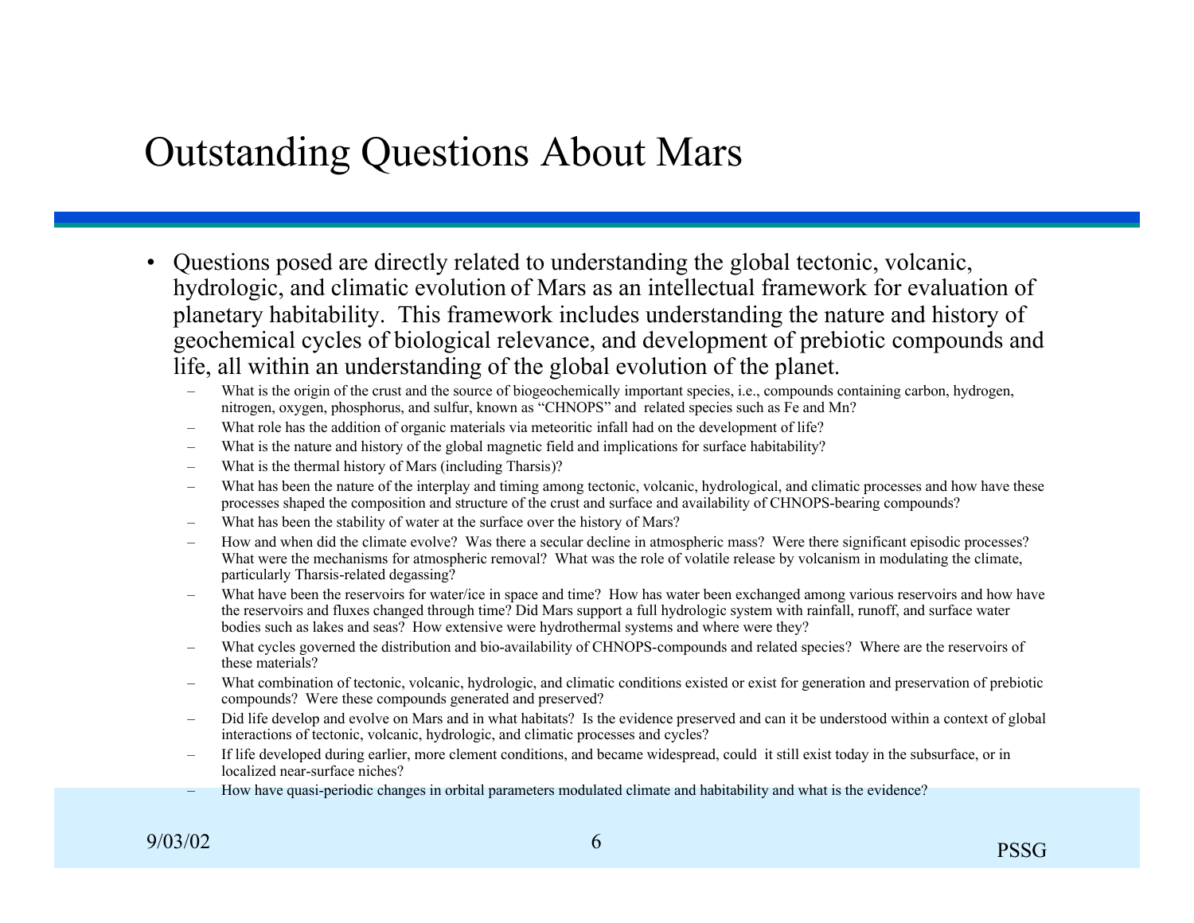# Outstanding Questions About Mars

- Questions posed are directly related to understanding the global tectonic, volcanic, hydrologic, and climatic evolution of Mars as an intellectual framework for evaluation of planetary habitability. This framework includes understanding the nature and history of geochemical cycles of biological relevance, and development of prebiotic compounds and life, all within an understanding of the global evolution of the planet.
  - What is the origin of the crust and the source of biogeochemically important species, i.e., compounds containing carbon, hydrogen, nitrogen, oxygen, phosphorus, and sulfur, known as "CHNOPS" and related species such as Fe and Mn?
  - What role has the addition of organic materials via meteoritic infall had on the development of life?
  - What is the nature and history of the global magnetic field and implications for surface habitability?
  - What is the thermal history of Mars (including Tharsis)?
  - What has been the nature of the interplay and timing among tectonic, volcanic, hydrological, and climatic processes and how have these processes shaped the composition and structure of the crust and surface and availability of CHNOPS-bearing compounds?
  - What has been the stability of water at the surface over the history of Mars?
  - How and when did the climate evolve? Was there a secular decline in atmospheric mass? Were there significant episodic processes? What were the mechanisms for atmospheric removal? What was the role of volatile release by volcanism in modulating the climate, particularly Tharsis-related degassing?
  - What have been the reservoirs for water/ice in space and time? How has water been exchanged among various reservoirs and how have the reservoirs and fluxes changed through time? Did Mars support a full hydrologic system with rainfall, runoff, and surface water bodies such as lakes and seas? How extensive were hydrothermal systems and where were they?
  - What cycles governed the distribution and bio-availability of CHNOPS-compounds and related species? Where are the reservoirs of these materials?
  - What combination of tectonic, volcanic, hydrologic, and climatic conditions existed or exist for generation and preservation of prebiotic compounds? Were these compounds generated and preserved?
  - Did life develop and evolve on Mars and in what habitats? Is the evidence preserved and can it be understood within a context of global interactions of tectonic, volcanic, hydrologic, and climatic processes and cycles?
  - If life developed during earlier, more clement conditions, and became widespread, could it still exist today in the subsurface, or in localized near-surface niches?
  - How have quasi-periodic changes in orbital parameters modulated climate and habitability and what is the evidence?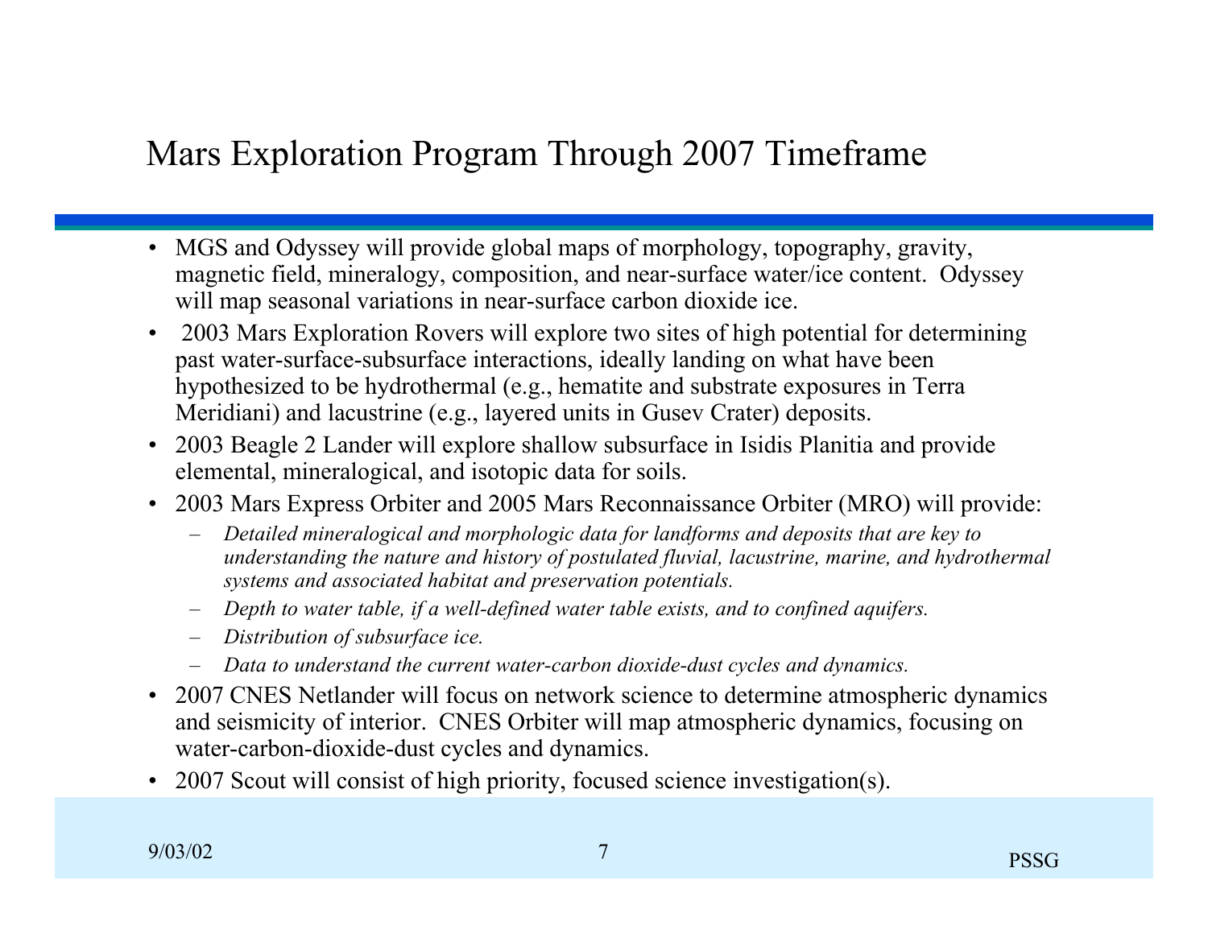# Mars Exploration Program Through 2007 Timeframe

- MGS and Odyssey will provide global maps of morphology, topography, gravity, magnetic field, mineralogy, composition, and near-surface water/ice content. Odyssey will map seasonal variations in near-surface carbon dioxide ice.
- 2003 Mars Exploration Rovers will explore two sites of high potential for determining past water-surface-subsurface interactions, ideally landing on what have been hypothesized to be hydrothermal (e.g., hematite and substrate exposures in Terra Meridiani) and lacustrine (e.g., layered units in Gusev Crater) deposits.
- 2003 Beagle 2 Lander will explore shallow subsurface in Isidis Planitia and provide elemental, mineralogical, and isotopic data for soils.
- 2003 Mars Express Orbiter and 2005 Mars Reconnaissance Orbiter (MRO) will provide:
  - *Detailed mineralogical and morphologic data for landforms and deposits that are key to understanding the nature and history of postulated fluvial, lacustrine, marine, and hydrothermal systems and associated habitat and preservation potentials.*
  - *Depth to water table, if a well-defined water table exists, and to confined aquifers.*
  - *Distribution of subsurface ice.*
  - *Data to understand the current water-carbon dioxide-dust cycles and dynamics.*
- 2007 CNES Netlander will focus on network science to determine atmospheric dynamics and seismicity of interior. CNES Orbiter will map atmospheric dynamics, focusing on water-carbon-dioxide-dust cycles and dynamics.
- 2007 Scout will consist of high priority, focused science investigation(s).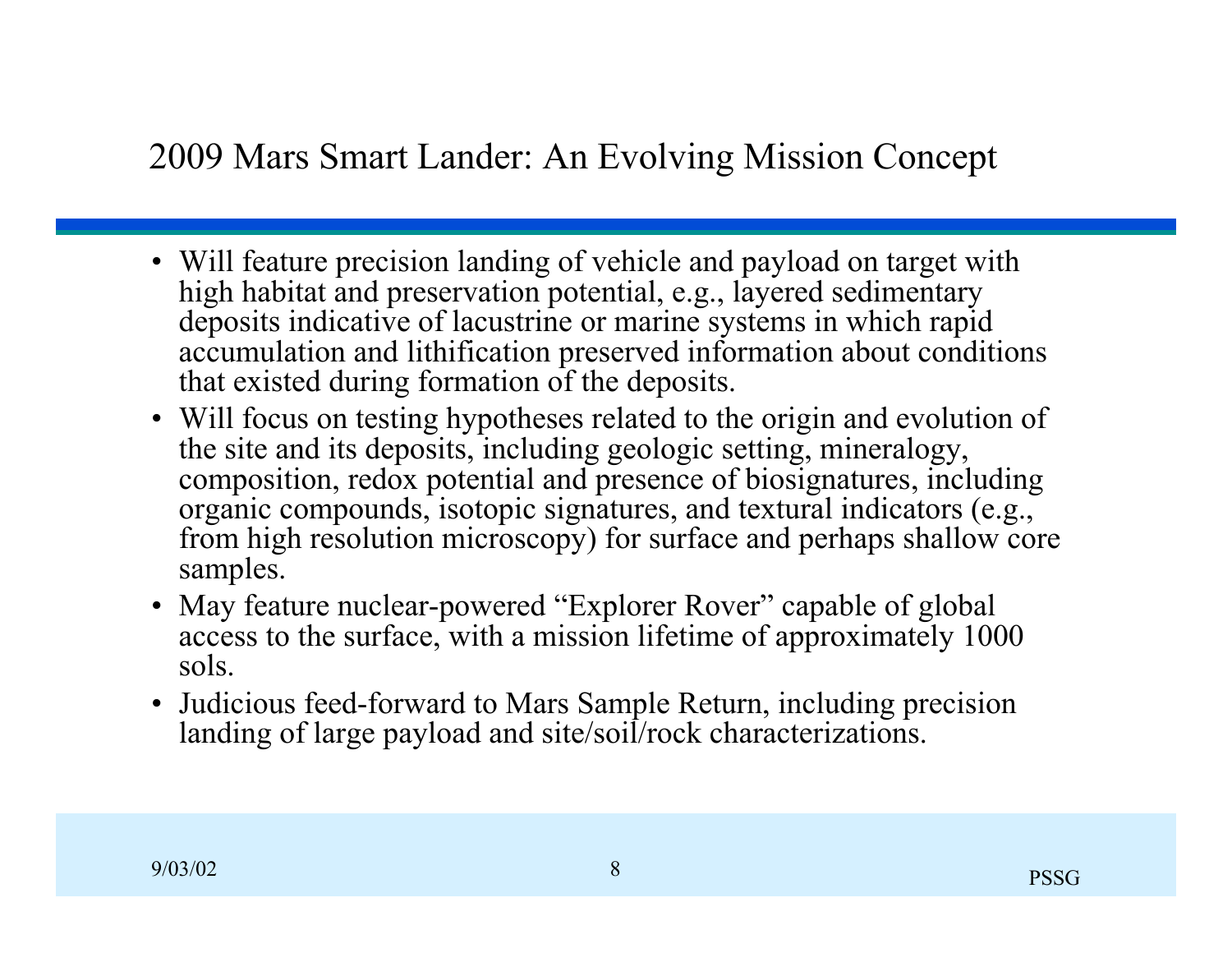## 2009 Mars Smart Lander: An Evolving Mission Concept

- Will feature precision landing of vehicle and payload on target with high habitat and preservation potential, e.g., layered sedimentary deposits indicative of lacustrine or marine systems in which rapid accumulation and lithification preserved information about conditions that existed during formation of the deposits.
- Will focus on testing hypotheses related to the origin and evolution of the site and its deposits, including geologic setting, mineralogy, composition, redox potential and presence of biosignatures, including organic compounds, isotopic signatures, and textural indicators (e.g., from high resolution microscopy) for surface and perhaps shallow core samples.
- May feature nuclear-powered "Explorer Rover" capable of global access to the surface, with a mission lifetime of approximately 1000 sols.
- Judicious feed-forward to Mars Sample Return, including precision landing of large payload and site/soil/rock characterizations.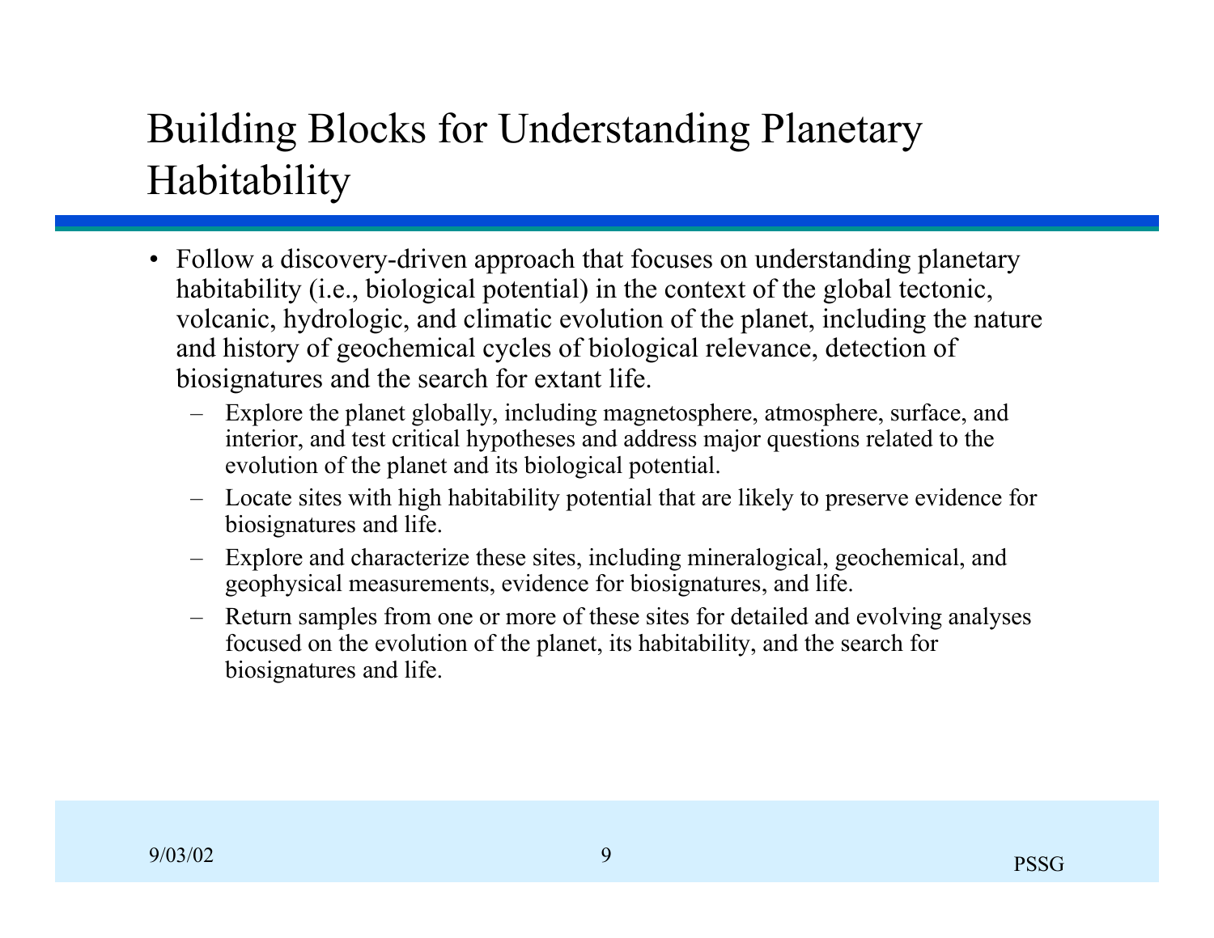# Building Blocks for Understanding Planetary Habitability

- Follow a discovery-driven approach that focuses on understanding planetary habitability (i.e., biological potential) in the context of the global tectonic, volcanic, hydrologic, and climatic evolution of the planet, including the nature and history of geochemical cycles of biological relevance, detection of biosignatures and the search for extant life.
  - Explore the planet globally, including magnetosphere, atmosphere, surface, and interior, and test critical hypotheses and address major questions related to the evolution of the planet and its biological potential.
  - Locate sites with high habitability potential that are likely to preserve evidence for biosignatures and life.
  - Explore and characterize these sites, including mineralogical, geochemical, and geophysical measurements, evidence for biosignatures, and life.
  - Return samples from one or more of these sites for detailed and evolving analyses focused on the evolution of the planet, its habitability, and the search for biosignatures and life.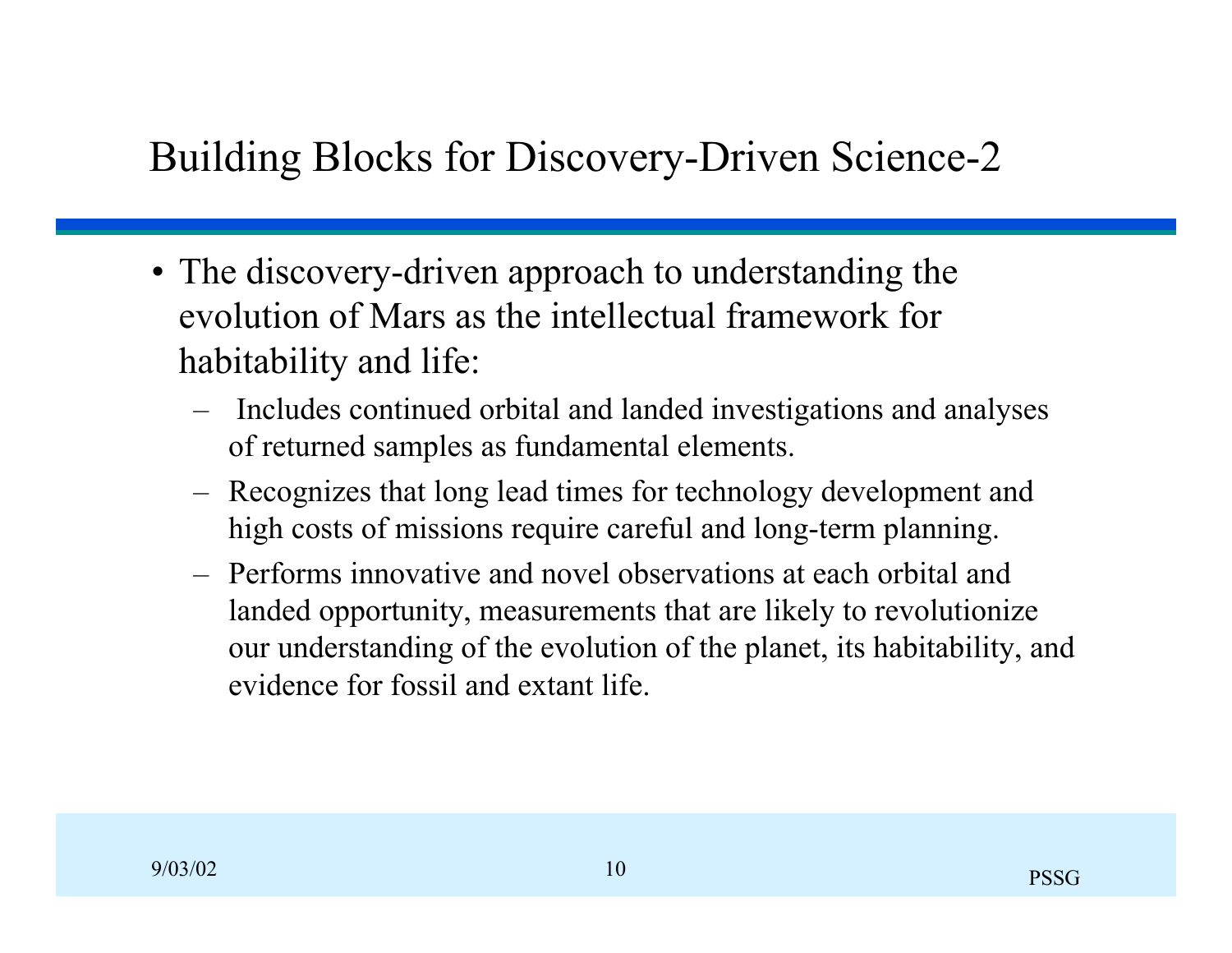# Building Blocks for Discovery-Driven Science-2

- The discovery-driven approach to understanding the evolution of Mars as the intellectual framework for habitability and life:
  - Includes continued orbital and landed investigations and analyses of returned samples as fundamental elements.
  - Recognizes that long lead times for technology development and high costs of missions require careful and long-term planning.
  - Performs innovative and novel observations at each orbital and landed opportunity, measurements that are likely to revolutionize our understanding of the evolution of the planet, its habitability, and evidence for fossil and extant life.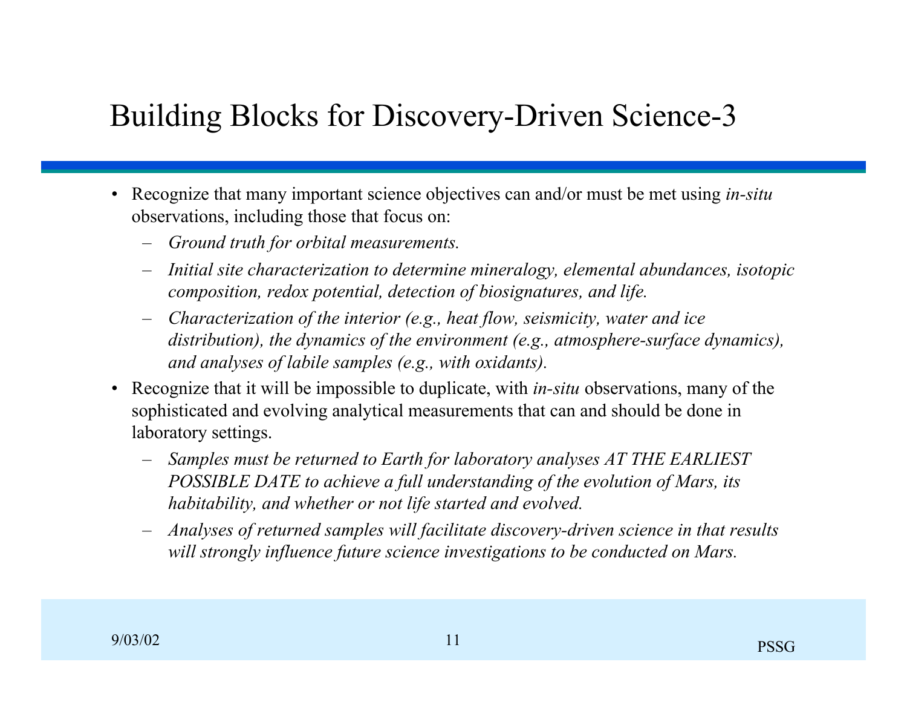# Building Blocks for Discovery-Driven Science-3

- Recognize that many important science objectives can and/or must be met using *in-situ* observations, including those that focus on:
  - *Ground truth for orbital measurements.*
  - *Initial site characterization to determine mineralogy, elemental abundances, isotopic composition, redox potential, detection of biosignatures, and life.*
  - *Characterization of the interior (e.g., heat flow, seismicity, water and ice distribution), the dynamics of the environment (e.g., atmosphere-surface dynamics), and analyses of labile samples (e.g., with oxidants).*
- Recognize that it will be impossible to duplicate, with *in-situ* observations, many of the sophisticated and evolving analytical measurements that can and should be done in laboratory settings.
  - *Samples must be returned to Earth for laboratory analyses AT THE EARLIEST POSSIBLE DATE to achieve a full understanding of the evolution of Mars, its habitability, and whether or not life started and evolved.*
  - *Analyses of returned samples will facilitate discovery-driven science in that results will strongly influence future science investigations to be conducted on Mars.*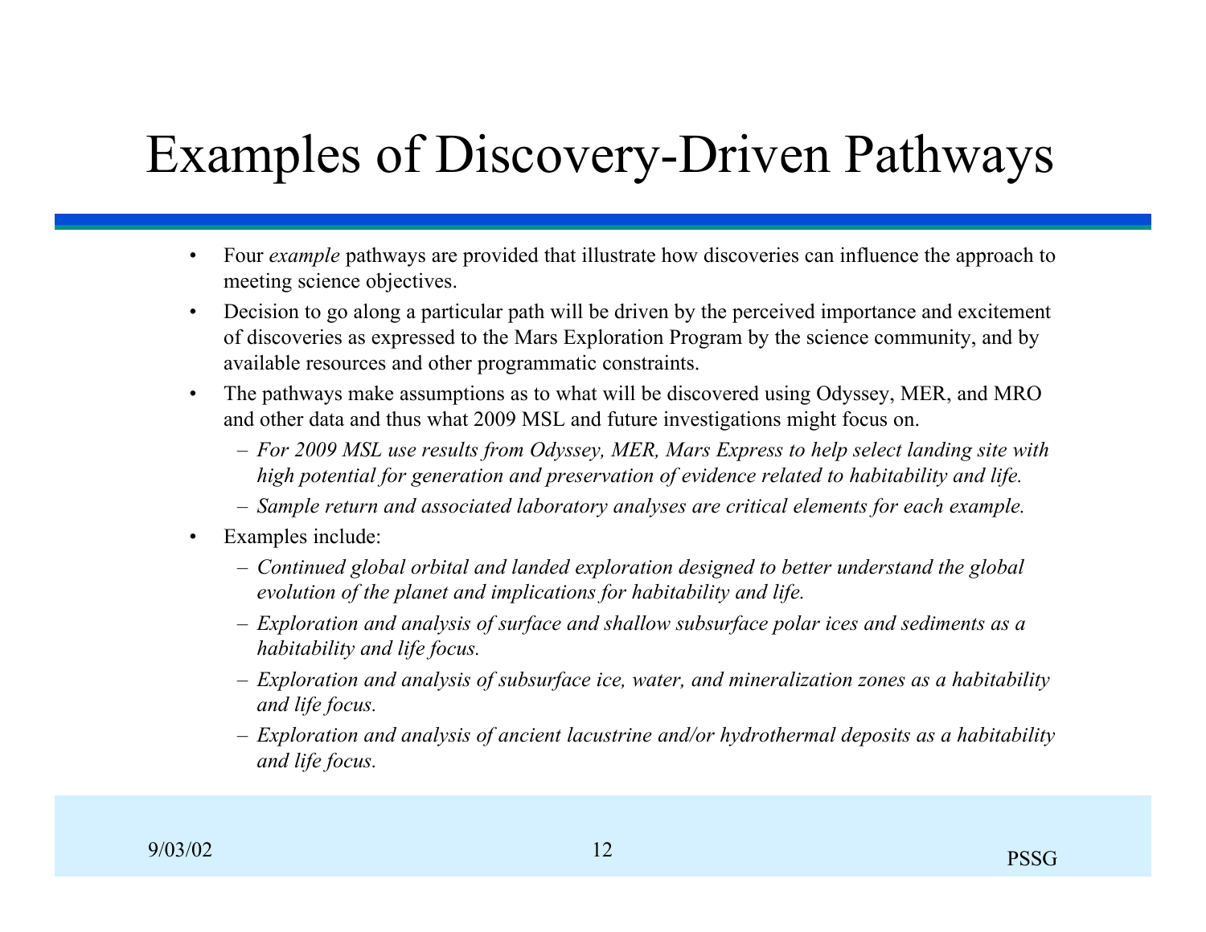# Examples of Discovery-Driven Pathways

- Four *example* pathways are provided that illustrate how discoveries can influence the approach to meeting science objectives.
- Decision to go along a particular path will be driven by the perceived importance and excitement of discoveries as expressed to the Mars Exploration Program by the science community, and by available resources and other programmatic constraints.
- The pathways make assumptions as to what will be discovered using Odyssey, MER, and MRO and other data and thus what 2009 MSL and future investigations might focus on.
  - *For 2009 MSL use results from Odyssey, MER, Mars Express to help select landing site with high potential for generation and preservation of evidence related to habitability and life.*
  - *Sample return and associated laboratory analyses are critical elements for each example.*
- Examples include:
  - *Continued global orbital and landed exploration designed to better understand the global evolution of the planet and implications for habitability and life.*
  - *Exploration and analysis of surface and shallow subsurface polar ices and sediments as a habitability and life focus.*
  - *Exploration and analysis of subsurface ice, water, and mineralization zones as a habitability and life focus.*
  - *Exploration and analysis of ancient lacustrine and/or hydrothermal deposits as a habitability and life focus.*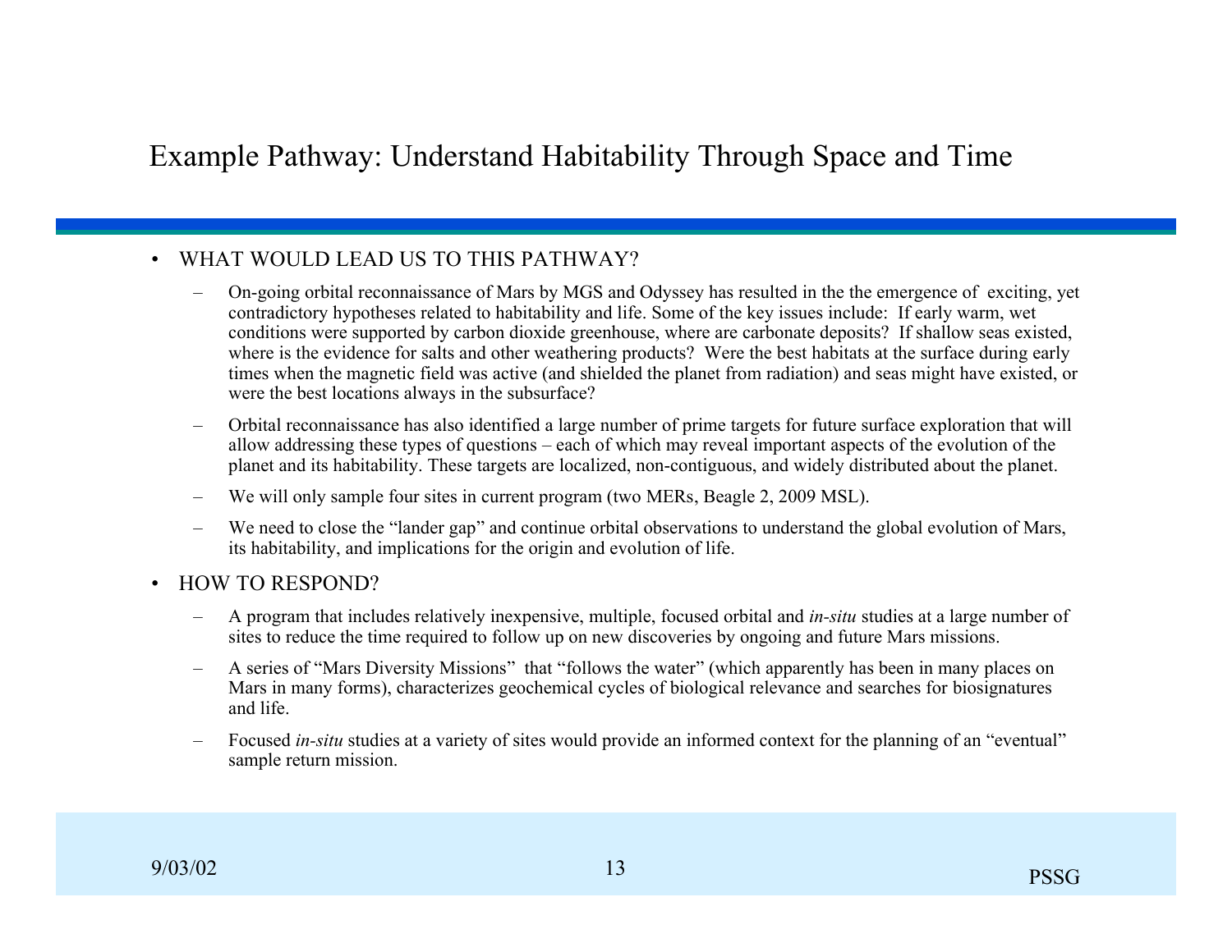# Example Pathway: Understand Habitability Through Space and Time

- WHAT WOULD LEAD US TO THIS PATHWAY?
  - On-going orbital reconnaissance of Mars by MGS and Odyssey has resulted in the the emergence of exciting, yet contradictory hypotheses related to habitability and life. Some of the key issues include: If early warm, wet conditions were supported by carbon dioxide greenhouse, where are carbonate deposits? If shallow seas existed, where is the evidence for salts and other weathering products? Were the best habitats at the surface during early times when the magnetic field was active (and shielded the planet from radiation) and seas might have existed, or were the best locations always in the subsurface?
  - Orbital reconnaissance has also identified a large number of prime targets for future surface exploration that will allow addressing these types of questions – each of which may reveal important aspects of the evolution of the planet and its habitability. These targets are localized, non-contiguous, and widely distributed about the planet.
  - We will only sample four sites in current program (two MERs, Beagle 2, 2009 MSL).
  - We need to close the "lander gap" and continue orbital observations to understand the global evolution of Mars, its habitability, and implications for the origin and evolution of life.
- HOW TO RESPOND?
  - A program that includes relatively inexpensive, multiple, focused orbital and *in-situ* studies at a large number of sites to reduce the time required to follow up on new discoveries by ongoing and future Mars missions.
  - A series of "Mars Diversity Missions" that "follows the water" (which apparently has been in many places on Mars in many forms), characterizes geochemical cycles of biological relevance and searches for biosignatures and life.
  - Focused *in-situ* studies at a variety of sites would provide an informed context for the planning of an "eventual" sample return mission.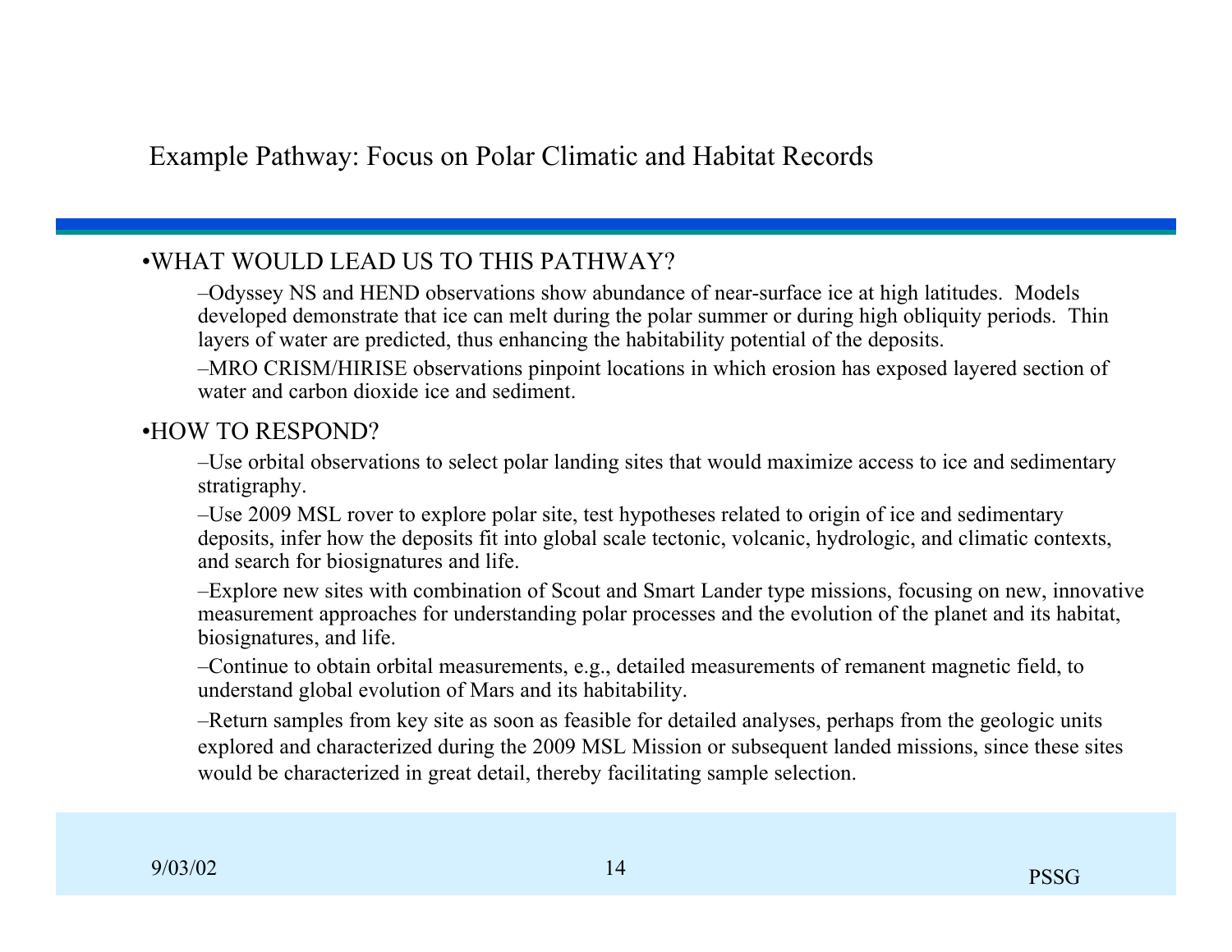# Example Pathway: Focus on Polar Climatic and Habitat Records

- WHAT WOULD LEAD US TO THIS PATHWAY?
  - Odyssey NS and HEND observations show abundance of near-surface ice at high latitudes. Models developed demonstrate that ice can melt during the polar summer or during high obliquity periods. Thin layers of water are predicted, thus enhancing the habitability potential of the deposits.
  - MRO CRISM/HIRISE observations pinpoint locations in which erosion has exposed layered section of water and carbon dioxide ice and sediment.
- HOW TO RESPOND?
  - Use orbital observations to select polar landing sites that would maximize access to ice and sedimentary stratigraphy.
  - Use 2009 MSL rover to explore polar site, test hypotheses related to origin of ice and sedimentary deposits, infer how the deposits fit into global scale tectonic, volcanic, hydrologic, and climatic contexts, and search for biosignatures and life.
  - Explore new sites with combination of Scout and Smart Lander type missions, focusing on new, innovative measurement approaches for understanding polar processes and the evolution of the planet and its habitat, biosignatures, and life.
  - Continue to obtain orbital measurements, e.g., detailed measurements of remanent magnetic field, to understand global evolution of Mars and its habitability.
  - Return samples from key site as soon as feasible for detailed analyses, perhaps from the geologic units explored and characterized during the 2009 MSL Mission or subsequent landed missions, since these sites would be characterized in great detail, thereby facilitating sample selection.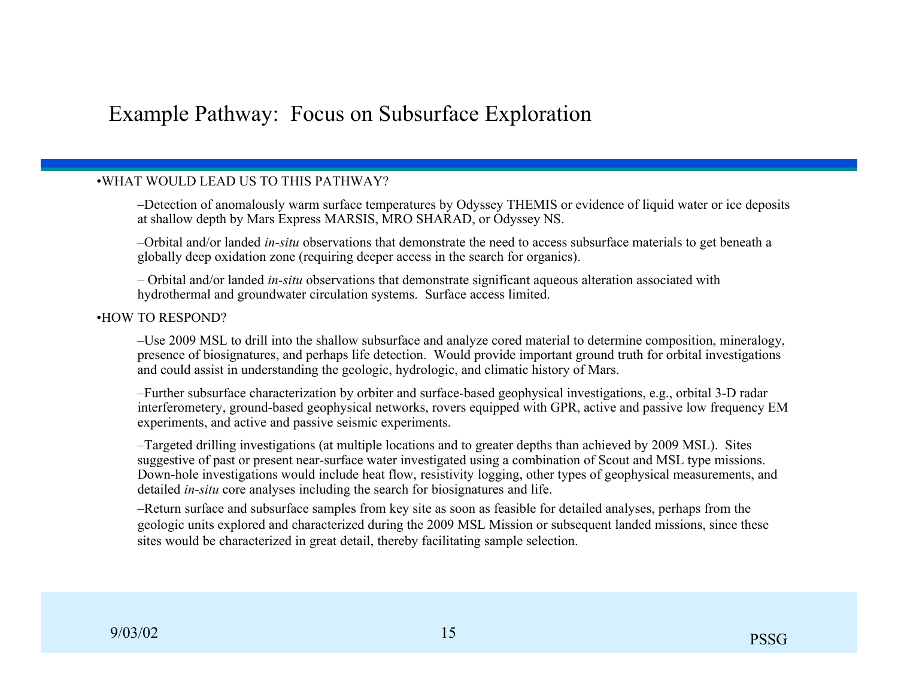# Example Pathway: Focus on Subsurface Exploration

- WHAT WOULD LEAD US TO THIS PATHWAY?
  - Detection of anomalously warm surface temperatures by Odyssey THEMIS or evidence of liquid water or ice deposits at shallow depth by Mars Express MARSIS, MRO SHARAD, or Odyssey NS.
  - Orbital and/or landed *in-situ* observations that demonstrate the need to access subsurface materials to get beneath a globally deep oxidation zone (requiring deeper access in the search for organics).
  - Orbital and/or landed *in-situ* observations that demonstrate significant aqueous alteration associated with hydrothermal and groundwater circulation systems. Surface access limited.
- HOW TO RESPOND?
  - Use 2009 MSL to drill into the shallow subsurface and analyze cored material to determine composition, mineralogy, presence of biosignatures, and perhaps life detection. Would provide important ground truth for orbital investigations and could assist in understanding the geologic, hydrologic, and climatic history of Mars.
  - Further subsurface characterization by orbiter and surface-based geophysical investigations, e.g., orbital 3-D radar interferometery, ground-based geophysical networks, rovers equipped with GPR, active and passive low frequency EM experiments, and active and passive seismic experiments.
  - Targeted drilling investigations (at multiple locations and to greater depths than achieved by 2009 MSL). Sites suggestive of past or present near-surface water investigated using a combination of Scout and MSL type missions. Down-hole investigations would include heat flow, resistivity logging, other types of geophysical measurements, and detailed *in-situ* core analyses including the search for biosignatures and life.
  - Return surface and subsurface samples from key site as soon as feasible for detailed analyses, perhaps from the geologic units explored and characterized during the 2009 MSL Mission or subsequent landed missions, since these sites would be characterized in great detail, thereby facilitating sample selection.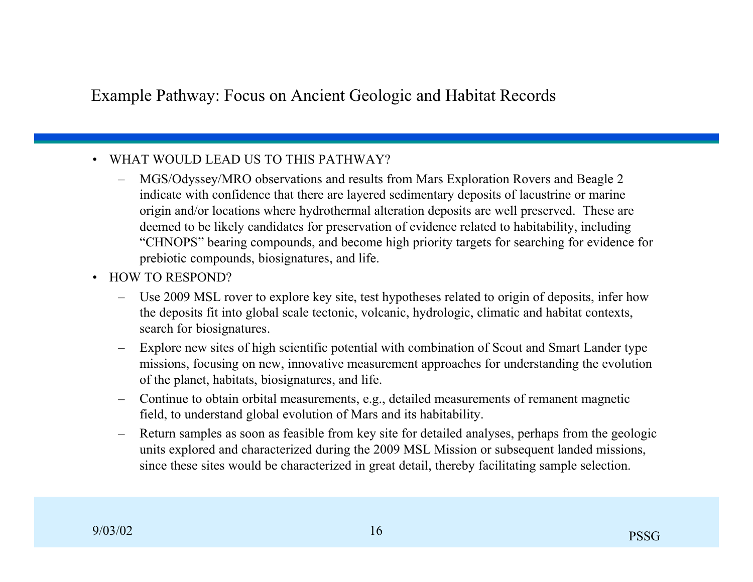# Example Pathway: Focus on Ancient Geologic and Habitat Records

- WHAT WOULD LEAD US TO THIS PATHWAY?
  - MGS/Odyssey/MRO observations and results from Mars Exploration Rovers and Beagle 2 indicate with confidence that there are layered sedimentary deposits of lacustrine or marine origin and/or locations where hydrothermal alteration deposits are well preserved. These are deemed to be likely candidates for preservation of evidence related to habitability, including "CHNOPS" bearing compounds, and become high priority targets for searching for evidence for prebiotic compounds, biosignatures, and life.
- HOW TO RESPOND?
  - Use 2009 MSL rover to explore key site, test hypotheses related to origin of deposits, infer how the deposits fit into global scale tectonic, volcanic, hydrologic, climatic and habitat contexts, search for biosignatures.
  - Explore new sites of high scientific potential with combination of Scout and Smart Lander type missions, focusing on new, innovative measurement approaches for understanding the evolution of the planet, habitats, biosignatures, and life.
  - Continue to obtain orbital measurements, e.g., detailed measurements of remanent magnetic field, to understand global evolution of Mars and its habitability.
  - Return samples as soon as feasible from key site for detailed analyses, perhaps from the geologic units explored and characterized during the 2009 MSL Mission or subsequent landed missions, since these sites would be characterized in great detail, thereby facilitating sample selection.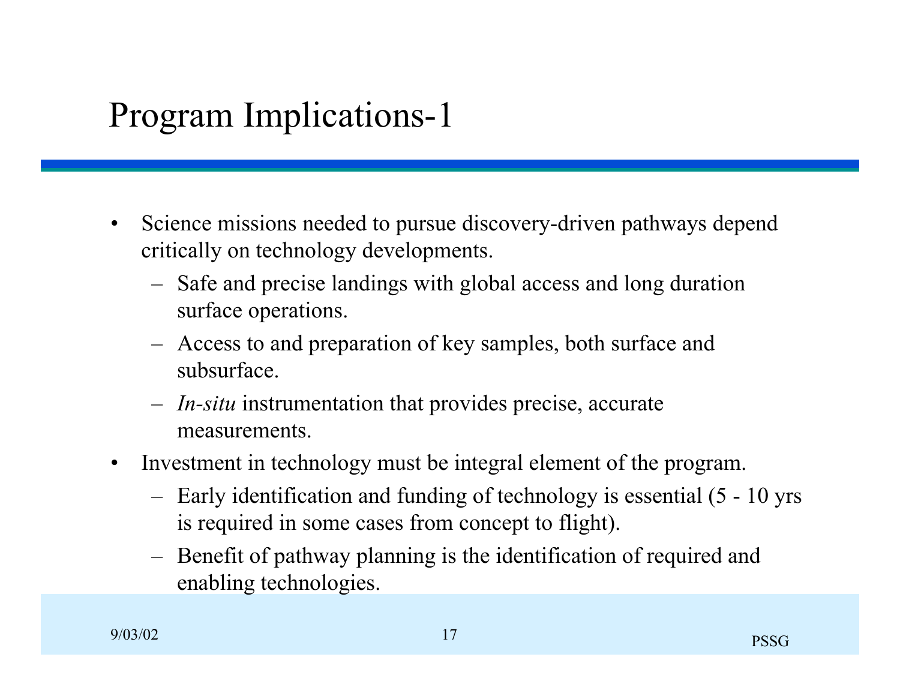# Program Implications-1

- Science missions needed to pursue discovery-driven pathways depend critically on technology developments.
  - Safe and precise landings with global access and long duration surface operations.
  - Access to and preparation of key samples, both surface and subsurface.
  - *In-situ* instrumentation that provides precise, accurate measurements.
- Investment in technology must be integral element of the program.
  - Early identification and funding of technology is essential (5 - 10 yrs is required in some cases from concept to flight).
  - Benefit of pathway planning is the identification of required and enabling technologies.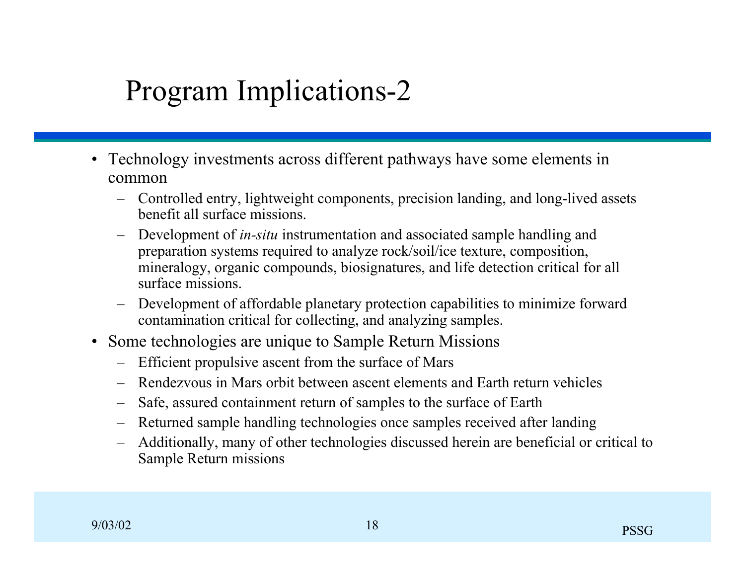# Program Implications-2

- Technology investments across different pathways have some elements in common
  - Controlled entry, lightweight components, precision landing, and long-lived assets benefit all surface missions.
  - Development of *in-situ* instrumentation and associated sample handling and preparation systems required to analyze rock/soil/ice texture, composition, mineralogy, organic compounds, biosignatures, and life detection critical for all surface missions.
  - Development of affordable planetary protection capabilities to minimize forward contamination critical for collecting, and analyzing samples.
- Some technologies are unique to Sample Return Missions
  - Efficient propulsive ascent from the surface of Mars
  - Rendezvous in Mars orbit between ascent elements and Earth return vehicles
  - Safe, assured containment return of samples to the surface of Earth
  - Returned sample handling technologies once samples received after landing
  - Additionally, many of other technologies discussed herein are beneficial or critical to Sample Return missions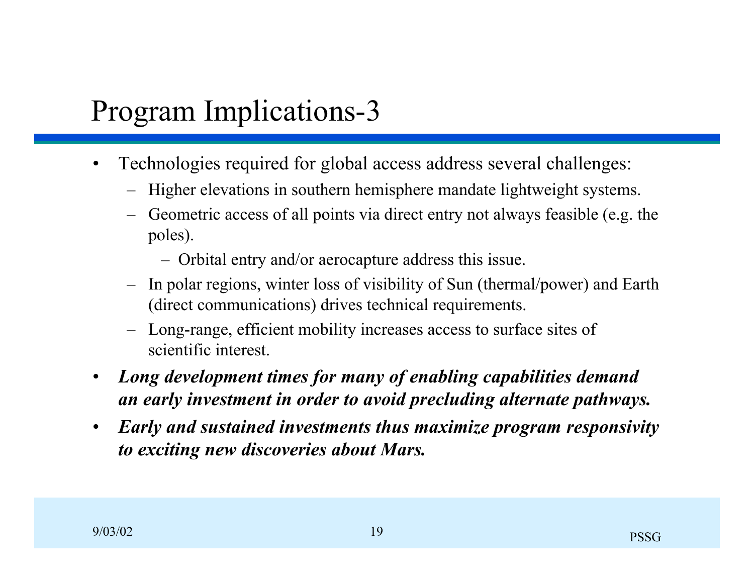# Program Implications-3

- Technologies required for global access address several challenges:
  - Higher elevations in southern hemisphere mandate lightweight systems.
  - Geometric access of all points via direct entry not always feasible (e.g. the poles).
    - Orbital entry and/or aerocapture address this issue.
  - In polar regions, winter loss of visibility of Sun (thermal/power) and Earth (direct communications) drives technical requirements.
  - Long-range, efficient mobility increases access to surface sites of scientific interest.
- ***Long development times for many of enabling capabilities demand an early investment in order to avoid precluding alternate pathways.***
- ***Early and sustained investments thus maximize program responsivity to exciting new discoveries about Mars.***